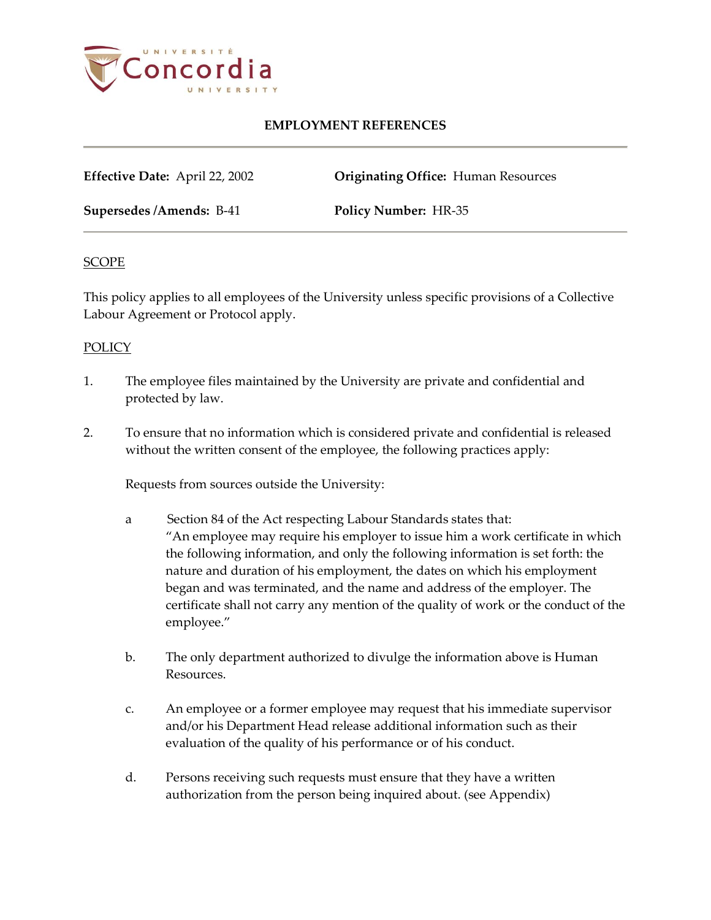# EMPLOYMENT REFERENCES

**Effective Date:** April 22, 2002

**Originating Office:** Human Resources

**Supersedes /Amends:** B-41

**Policy Number:** HR-35

## SCOPE

This policy applies to all employees of the University unless specific provisions of a Collective Labour Agreement or Protocol apply.

## POLICY

1. The employee files maintained by the University are private and confidential and protected by law.

2. To ensure that no information which is considered private and confidential is released without the written consent of the employee, the following practices apply:

   Requests from sources outside the University:

   a Section 84 of the Act respecting Labour Standards states that: "An employee may require his employer to issue him a work certificate in which the following information, and only the following information is set forth: the nature and duration of his employment, the dates on which his employment began and was terminated, and the name and address of the employer. The certificate shall not carry any mention of the quality of work or the conduct of the employee."

   b. The only department authorized to divulge the information above is Human Resources.

   c. An employee or a former employee may request that his immediate supervisor and/or his Department Head release additional information such as their evaluation of the quality of his performance or of his conduct.

   d. Persons receiving such requests must ensure that they have a written authorization from the person being inquired about. (see Appendix)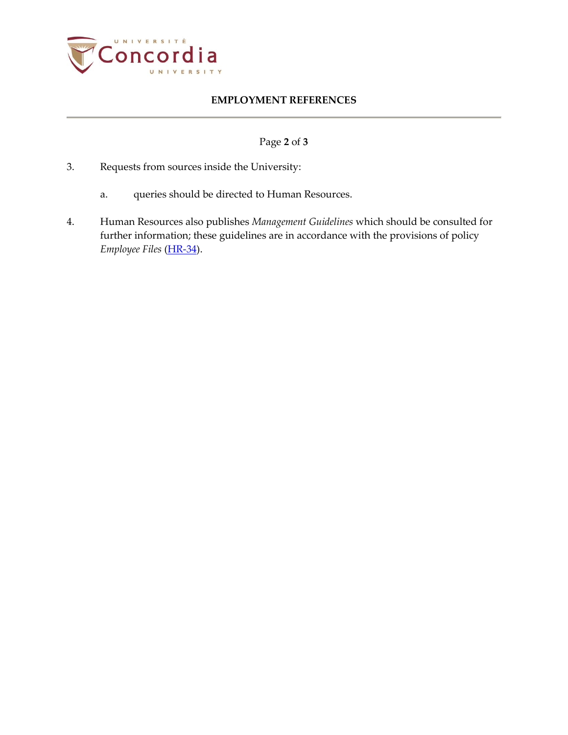3. Requests from sources inside the University:

   a. queries should be directed to Human Resources.

4. Human Resources also publishes *Management Guidelines* which should be consulted for further information; these guidelines are in accordance with the provisions of policy *Employee Files* (HR-34).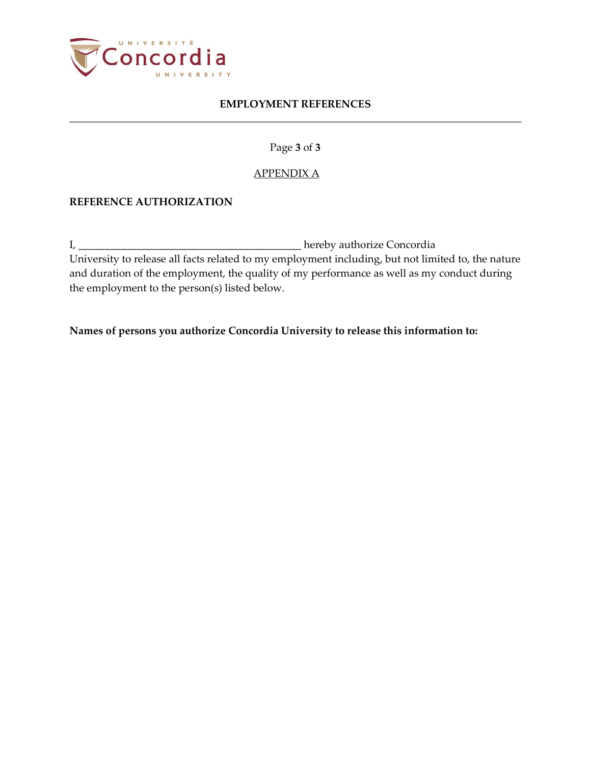**EMPLOYMENT REFERENCES**

APPENDIX A

**REFERENCE AUTHORIZATION**

I, ________________________________________ hereby authorize Concordia University to release all facts related to my employment including, but not limited to, the nature and duration of the employment, the quality of my performance as well as my conduct during the employment to the person(s) listed below.

**Names of persons you authorize Concordia University to release this information to:**